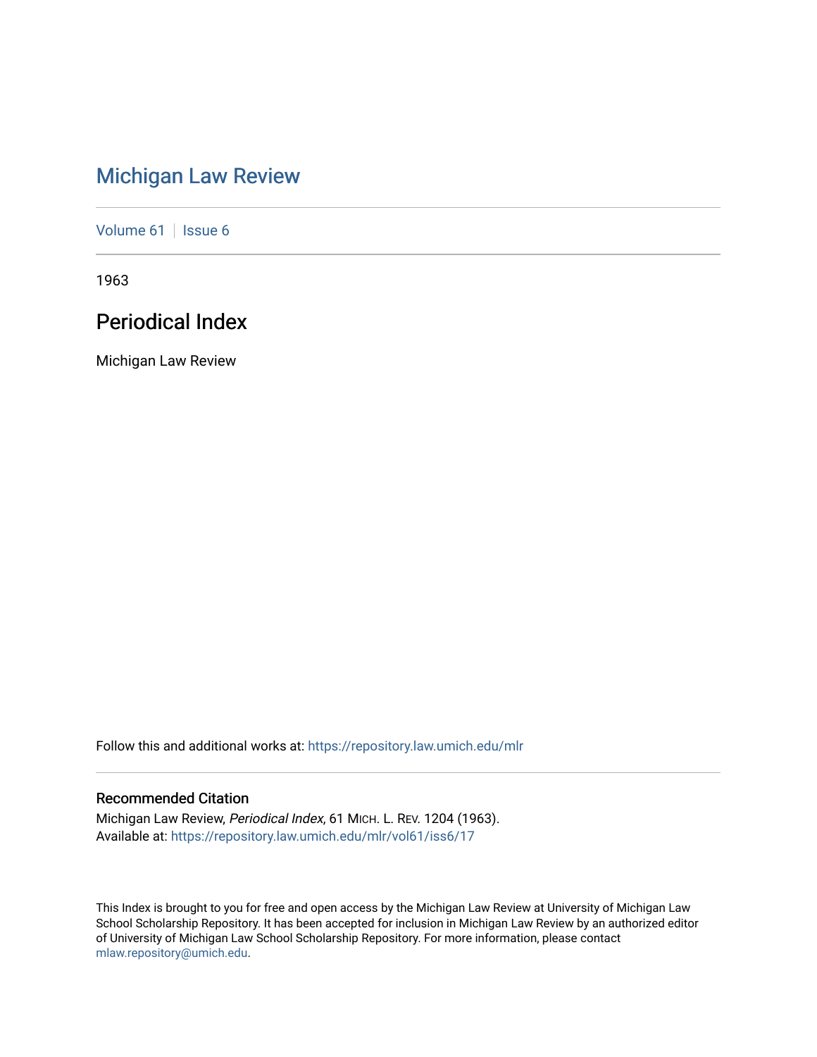# Michigan Law Review

Volume 61 | Issue 6

1963

## Periodical Index

Michigan Law Review

Follow this and additional works at: https://repository.law.umich.edu/mlr

### Recommended Citation

Michigan Law Review, *Periodical Index*, 61 MICH. L. REV. 1204 (1963).
Available at: https://repository.law.umich.edu/mlr/vol61/iss6/17

This Index is brought to you for free and open access by the Michigan Law Review at University of Michigan Law School Scholarship Repository. It has been accepted for inclusion in Michigan Law Review by an authorized editor of University of Michigan Law School Scholarship Repository. For more information, please contact mlaw.repository@umich.edu.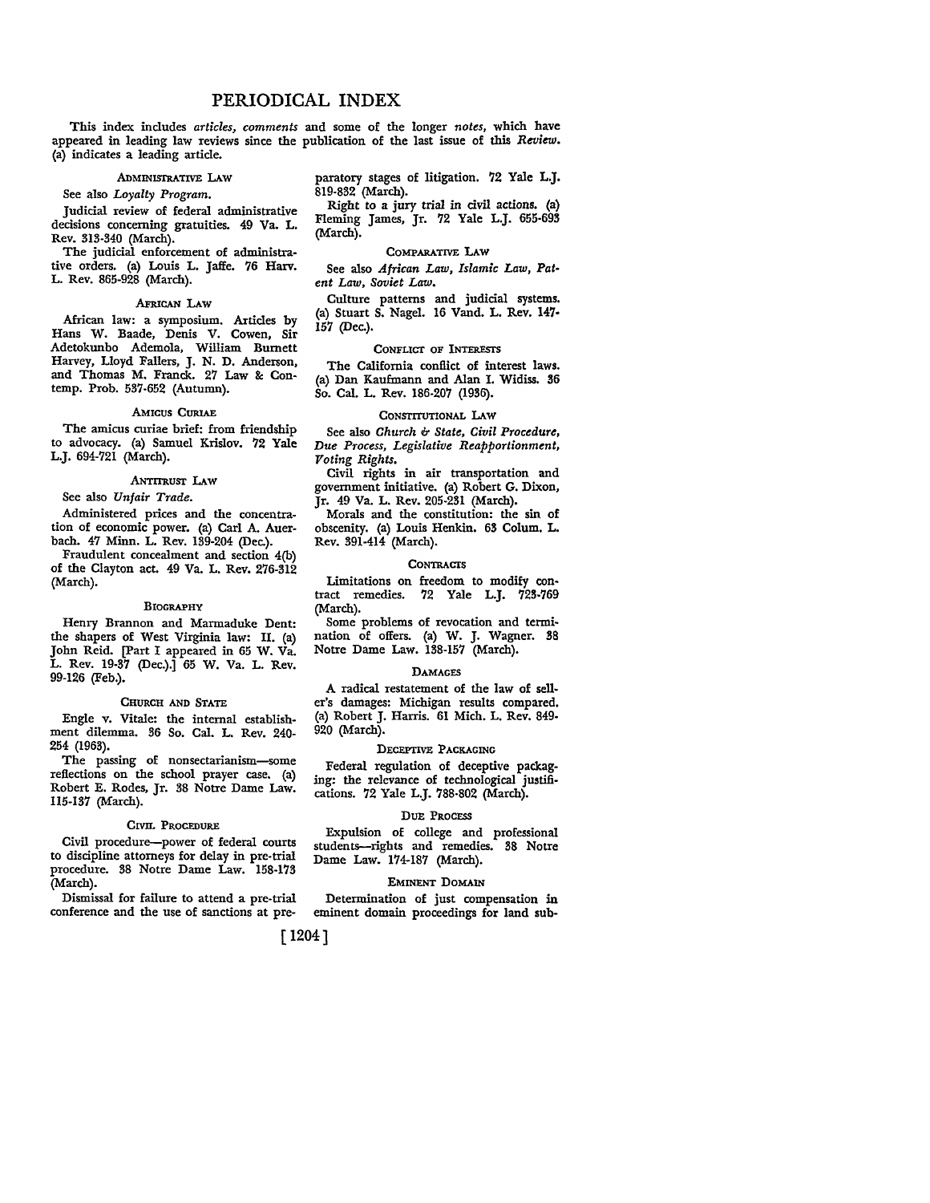# PERIODICAL INDEX

This index includes *articles, comments* and some of the longer *notes,* which have appeared in leading law reviews since the publication of the last issue of this *Review.* (a) indicates a leading article.

### ADMINISTRATIVE LAW

See also *Loyalty Program.*

Judicial review of federal administrative decisions concerning gratuities. 49 Va. L. Rev. 313-340 (March).

The judicial enforcement of administrative orders. (a) Louis L. Jaffe. 76 Harv. L. Rev. 865-928 (March).

### AFRICAN LAW

African law: a symposium. Articles by Hans W. Baade, Denis V. Cowen, Sir Adetokunbo Ademola, William Burnett Harvey, Lloyd Fallers, J. N. D. Anderson, and Thomas M. Franck. 27 Law & Contemp. Prob. 537-652 (Autumn).

### AMICUS CURIAE

The amicus curiae brief: from friendship to advocacy. (a) Samuel Krislov. 72 Yale L.J. 694-721 (March).

### ANTITRUST LAW

See also *Unfair Trade.*

Administered prices and the concentration of economic power. (a) Carl A. Auerbach. 47 Minn. L. Rev. 139-204 (Dec.).

Fraudulent concealment and section 4(b) of the Clayton act. 49 Va. L. Rev. 276-312 (March).

### BIOGRAPHY

Henry Brannon and Marmaduke Dent: the shapers of West Virginia law: II. (a) John Reid. [Part I appeared in 65 W. Va. L. Rev. 19-37 (Dec.).] 65 W. Va. L. Rev. 99-126 (Feb.).

### CHURCH AND STATE

Engle v. Vitale: the internal establishment dilemma. 36 So. Cal. L. Rev. 240-254 (1963).

The passing of nonsectarianism—some reflections on the school prayer case. (a) Robert E. Rodes, Jr. 38 Notre Dame Law. 115-137 (March).

### CIVIL PROCEDURE

Civil procedure—power of federal courts to discipline attorneys for delay in pre-trial procedure. 38 Notre Dame Law. 158-173 (March).

Dismissal for failure to attend a pre-trial conference and the use of sanctions at preparatory stages of litigation. 72 Yale L.J. 819-832 (March).

Right to a jury trial in civil actions. (a) Fleming James, Jr. 72 Yale L.J. 655-693 (March).

### COMPARATIVE LAW

See also *African Law, Islamic Law, Patent Law, Soviet Law.*

Culture patterns and judicial systems. (a) Stuart S. Nagel. 16 Vand. L. Rev. 147-157 (Dec.).

### CONFLICT OF INTERESTS

The California conflict of interest laws. (a) Dan Kaufmann and Alan I. Widiss. 36 So. Cal. L. Rev. 186-207 (1936).

### CONSTITUTIONAL LAW

See also *Church & State, Civil Procedure, Due Process, Legislative Reapportionment, Voting Rights.*

Civil rights in air transportation and government initiative. (a) Robert G. Dixon, Jr. 49 Va. L. Rev. 205-231 (March).

Morals and the constitution: the sin of obscenity. (a) Louis Henkin. 63 Colum. L. Rev. 391-414 (March).

### CONTRACTS

Limitations on freedom to modify contract remedies. 72 Yale L.J. 723-769 (March).

Some problems of revocation and termination of offers. (a) W. J. Wagner. 38 Notre Dame Law. 138-157 (March).

### DAMAGES

A radical restatement of the law of seller's damages: Michigan results compared. (a) Robert J. Harris. 61 Mich. L. Rev. 849-920 (March).

### DECEPTIVE PACKAGING

Federal regulation of deceptive packaging: the relevance of technological justifications. 72 Yale L.J. 788-802 (March).

### DUE PROCESS

Expulsion of college and professional students—rights and remedies. 38 Notre Dame Law. 174-187 (March).

### EMINENT DOMAIN

Determination of just compensation in eminent domain proceedings for land sub-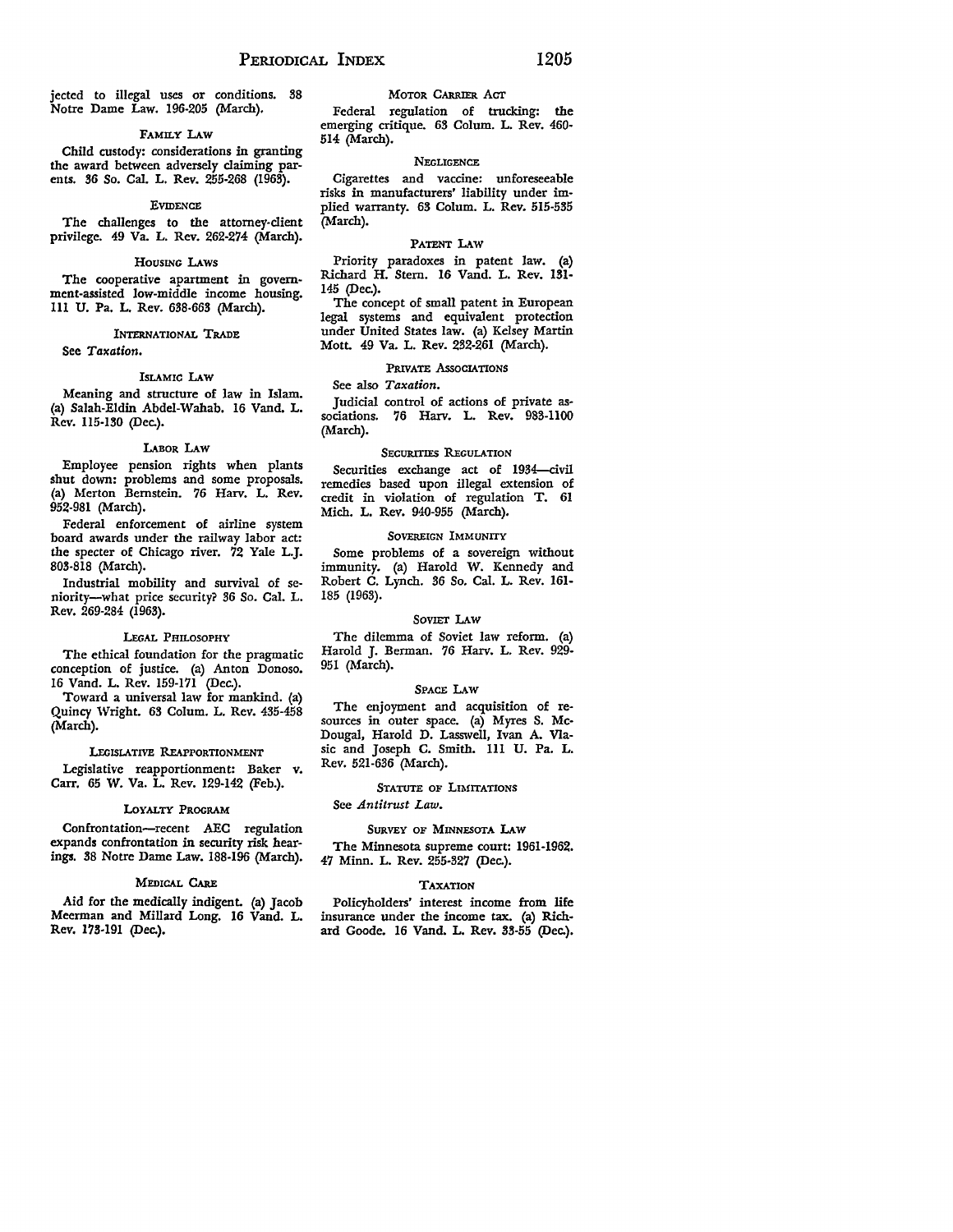jected to illegal uses or conditions. 38 Notre Dame Law. 196-205 (March).

### FAMILY LAW

Child custody: considerations in granting the award between adversely claiming parents. 36 So. Cal. L. Rev. 255-268 (1963).

### EVIDENCE

The challenges to the attorney-client privilege. 49 Va. L. Rev. 262-274 (March).

### HOUSING LAWS

The cooperative apartment in government-assisted low-middle income housing. 111 U. Pa. L. Rev. 638-663 (March).

### INTERNATIONAL TRADE

See *Taxation.*

### ISLAMIC LAW

Meaning and structure of law in Islam. (a) Salah-Eldin Abdel-Wahab. 16 Vand. L. Rev. 115-130 (Dec.).

### LABOR LAW

Employee pension rights when plants shut down: problems and some proposals. (a) Merton Bernstein. 76 Harv. L. Rev. 952-981 (March).

Federal enforcement of airline system board awards under the railway labor act: the specter of Chicago river. 72 Yale L.J. 803-818 (March).

Industrial mobility and survival of seniority—what price security? 36 So. Cal. L. Rev. 269-284 (1963).

### LEGAL PHILOSOPHY

The ethical foundation for the pragmatic conception of justice. (a) Anton Donoso. 16 Vand. L. Rev. 159-171 (Dec.).

Toward a universal law for mankind. (a) Quincy Wright. 63 Colum. L. Rev. 435-458 (March).

### LEGISLATIVE REAPPORTIONMENT

Legislative reapportionment: Baker v. Carr. 65 W. Va. L. Rev. 129-142 (Feb.).

### LOYALTY PROGRAM

Confrontation—recent AEC regulation expands confrontation in security risk hearings. 38 Notre Dame Law. 188-196 (March).

### MEDICAL CARE

Aid for the medically indigent. (a) Jacob Meerman and Millard Long. 16 Vand. L. Rev. 173-191 (Dec.).

### MOTOR CARRIER ACT

Federal regulation of trucking: the emerging critique. 63 Colum. L. Rev. 460-514 (March).

### NEGLIGENCE

Cigarettes and vaccine: unforeseeable risks in manufacturers' liability under implied warranty. 63 Colum. L. Rev. 515-535 (March).

### PATENT LAW

Priority paradoxes in patent law. (a) Richard H. Stern. 16 Vand. L. Rev. 131-145 (Dec.).

The concept of small patent in European legal systems and equivalent protection under United States law. (a) Kelsey Martin Mott. 49 Va. L. Rev. 232-261 (March).

### PRIVATE ASSOCIATIONS

See also *Taxation.*

Judicial control of actions of private associations. 76 Harv. L. Rev. 983-1100 (March).

### SECURITIES REGULATION

Securities exchange act of 1934—civil remedies based upon illegal extension of credit in violation of regulation T. 61 Mich. L. Rev. 940-955 (March).

### SOVEREIGN IMMUNITY

Some problems of a sovereign without immunity. (a) Harold W. Kennedy and Robert C. Lynch. 36 So. Cal. L. Rev. 161-185 (1963).

### SOVIET LAW

The dilemma of Soviet law reform. (a) Harold J. Berman. 76 Harv. L. Rev. 929-951 (March).

### SPACE LAW

The enjoyment and acquisition of resources in outer space. (a) Myres S. McDougal, Harold D. Lasswell, Ivan A. Vlasic and Joseph C. Smith. 111 U. Pa. L. Rev. 521-636 (March).

### STATUTE OF LIMITATIONS

See *Antitrust Law.*

### SURVEY OF MINNESOTA LAW

The Minnesota supreme court: 1961-1962. 47 Minn. L. Rev. 255-327 (Dec.).

### TAXATION

Policyholders' interest income from life insurance under the income tax. (a) Richard Goode. 16 Vand. L. Rev. 33-55 (Dec.).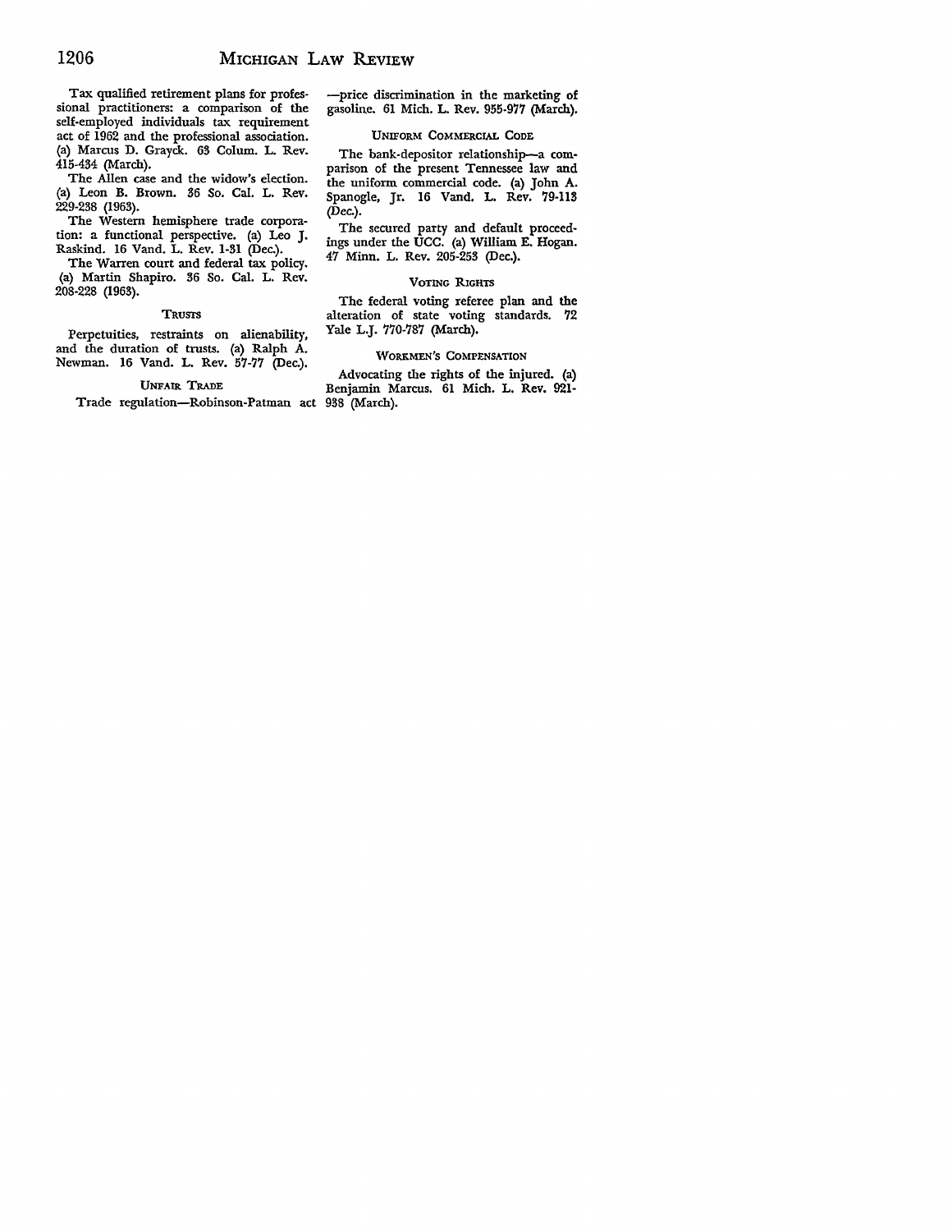Tax qualified retirement plans for professional practitioners: a comparison of the self-employed individuals tax requirement act of 1962 and the professional association. (a) Marcus D. Grayck. 63 Colum. L. Rev. 415-434 (March).

The Allen case and the widow's election. (a) Leon B. Brown. 36 So. Cal. L. Rev. 229-238 (1963).

The Western hemisphere trade corporation: a functional perspective. (a) Leo J. Raskind. 16 Vand. L. Rev. 1-31 (Dec.).

The Warren court and federal tax policy. (a) Martin Shapiro. 36 So. Cal. L. Rev. 208-228 (1963).

### Trusts

Perpetuities, restraints on alienability, and the duration of trusts. (a) Ralph A. Newman. 16 Vand. L. Rev. 57-77 (Dec.).

### Unfair Trade

Trade regulation—Robinson-Patman act—price discrimination in the marketing of gasoline. 61 Mich. L. Rev. 955-977 (March).

### Uniform Commercial Code

The bank-depositor relationship—a comparison of the present Tennessee law and the uniform commercial code. (a) John A. Spanogle, Jr. 16 Vand. L. Rev. 79-113 (Dec.).

The secured party and default proceedings under the UCC. (a) William E. Hogan. 47 Minn. L. Rev. 205-253 (Dec.).

### Voting Rights

The federal voting referee plan and the alteration of state voting standards. 72 Yale L.J. 770-787 (March).

### Workmen's Compensation

Advocating the rights of the injured. (a) Benjamin Marcus. 61 Mich. L. Rev. 921-938 (March).